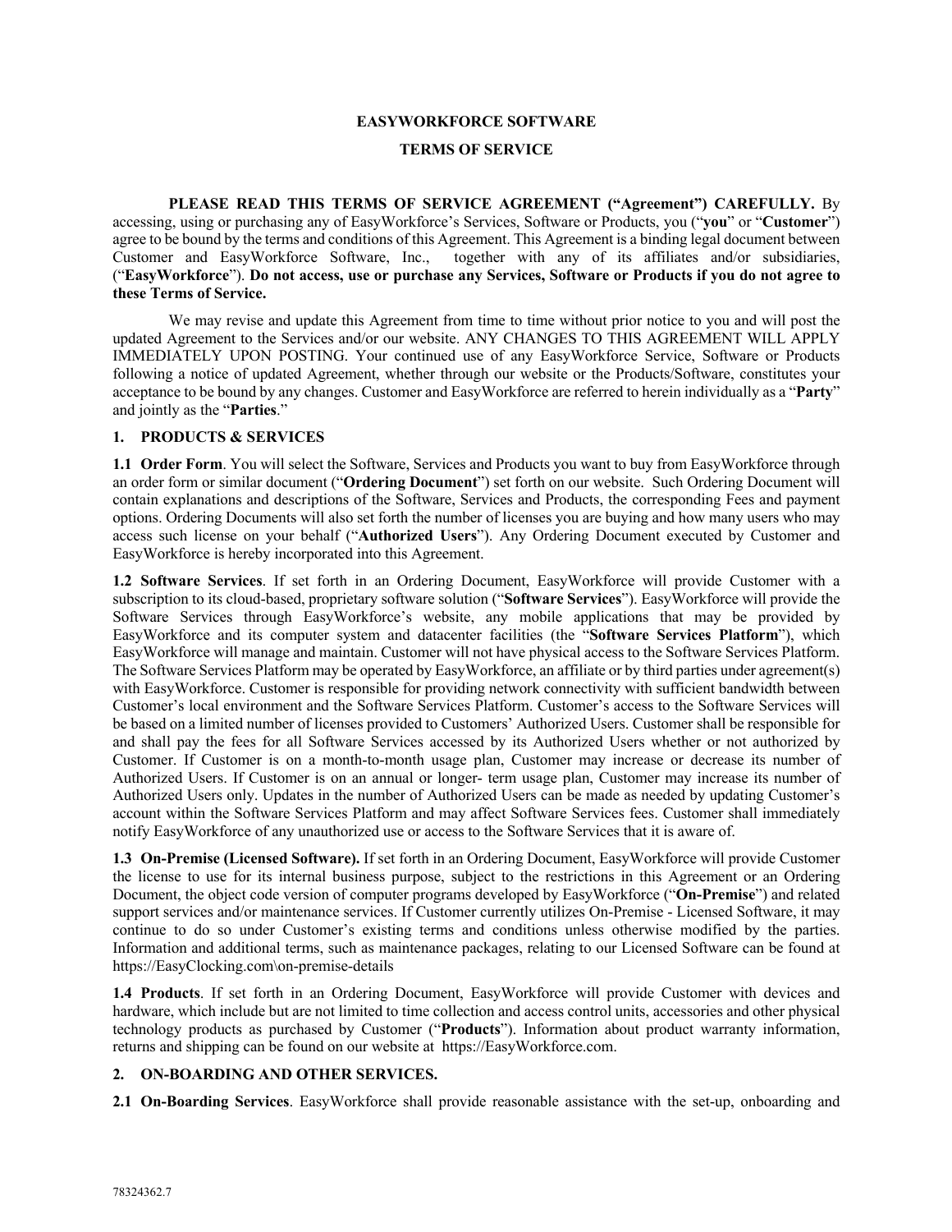# EASYWORKFORCE SOFTWARE

# TERMS OF SERVICE

**PLEASE READ THIS TERMS OF SERVICE AGREEMENT ("Agreement") CAREFULLY.** By accessing, using or purchasing any of EasyWorkforce's Services, Software or Products, you ("**you**" or "**Customer**") agree to be bound by the terms and conditions of this Agreement. This Agreement is a binding legal document between Customer and EasyWorkforce Software, Inc., together with any of its affiliates and/or subsidiaries, ("**EasyWorkforce**"). **Do not access, use or purchase any Services, Software or Products if you do not agree to these Terms of Service.**

We may revise and update this Agreement from time to time without prior notice to you and will post the updated Agreement to the Services and/or our website. ANY CHANGES TO THIS AGREEMENT WILL APPLY IMMEDIATELY UPON POSTING. Your continued use of any EasyWorkforce Service, Software or Products following a notice of updated Agreement, whether through our website or the Products/Software, constitutes your acceptance to be bound by any changes. Customer and EasyWorkforce are referred to herein individually as a "**Party**" and jointly as the "**Parties**."

## 1. PRODUCTS & SERVICES

**1.1 Order Form**. You will select the Software, Services and Products you want to buy from EasyWorkforce through an order form or similar document ("**Ordering Document**") set forth on our website. Such Ordering Document will contain explanations and descriptions of the Software, Services and Products, the corresponding Fees and payment options. Ordering Documents will also set forth the number of licenses you are buying and how many users who may access such license on your behalf ("**Authorized Users**"). Any Ordering Document executed by Customer and EasyWorkforce is hereby incorporated into this Agreement.

**1.2 Software Services**. If set forth in an Ordering Document, EasyWorkforce will provide Customer with a subscription to its cloud-based, proprietary software solution ("**Software Services**"). EasyWorkforce will provide the Software Services through EasyWorkforce's website, any mobile applications that may be provided by EasyWorkforce and its computer system and datacenter facilities (the "**Software Services Platform**"), which EasyWorkforce will manage and maintain. Customer will not have physical access to the Software Services Platform. The Software Services Platform may be operated by EasyWorkforce, an affiliate or by third parties under agreement(s) with EasyWorkforce. Customer is responsible for providing network connectivity with sufficient bandwidth between Customer's local environment and the Software Services Platform. Customer's access to the Software Services will be based on a limited number of licenses provided to Customers' Authorized Users. Customer shall be responsible for and shall pay the fees for all Software Services accessed by its Authorized Users whether or not authorized by Customer. If Customer is on a month-to-month usage plan, Customer may increase or decrease its number of Authorized Users. If Customer is on an annual or longer- term usage plan, Customer may increase its number of Authorized Users only. Updates in the number of Authorized Users can be made as needed by updating Customer's account within the Software Services Platform and may affect Software Services fees. Customer shall immediately notify EasyWorkforce of any unauthorized use or access to the Software Services that it is aware of.

**1.3 On-Premise (Licensed Software).** If set forth in an Ordering Document, EasyWorkforce will provide Customer the license to use for its internal business purpose, subject to the restrictions in this Agreement or an Ordering Document, the object code version of computer programs developed by EasyWorkforce ("**On-Premise**") and related support services and/or maintenance services. If Customer currently utilizes On-Premise - Licensed Software, it may continue to do so under Customer's existing terms and conditions unless otherwise modified by the parties. Information and additional terms, such as maintenance packages, relating to our Licensed Software can be found at https://EasyClocking.com\on-premise-details

**1.4 Products**. If set forth in an Ordering Document, EasyWorkforce will provide Customer with devices and hardware, which include but are not limited to time collection and access control units, accessories and other physical technology products as purchased by Customer ("**Products**"). Information about product warranty information, returns and shipping can be found on our website at https://EasyWorkforce.com.

## 2. ON-BOARDING AND OTHER SERVICES.

**2.1 On-Boarding Services**. EasyWorkforce shall provide reasonable assistance with the set-up, onboarding and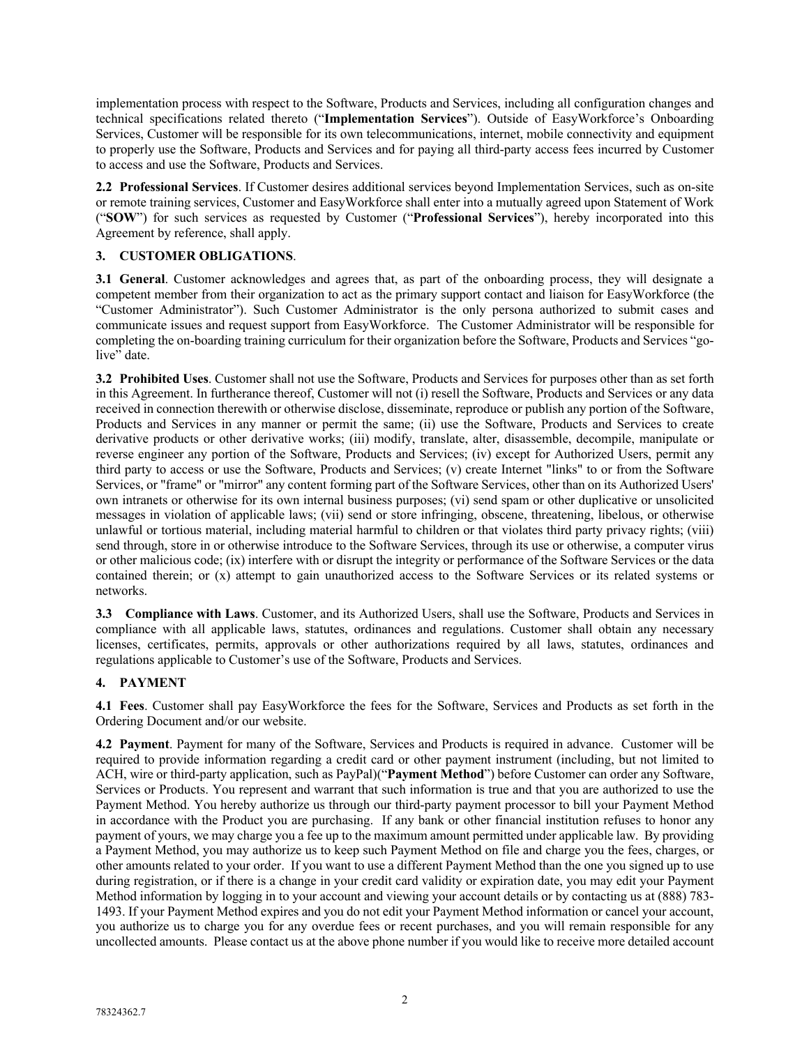implementation process with respect to the Software, Products and Services, including all configuration changes and technical specifications related thereto ("**Implementation Services**"). Outside of EasyWorkforce's Onboarding Services, Customer will be responsible for its own telecommunications, internet, mobile connectivity and equipment to properly use the Software, Products and Services and for paying all third-party access fees incurred by Customer to access and use the Software, Products and Services.

**2.2 Professional Services**. If Customer desires additional services beyond Implementation Services, such as on-site or remote training services, Customer and EasyWorkforce shall enter into a mutually agreed upon Statement of Work ("**SOW**") for such services as requested by Customer ("**Professional Services**"), hereby incorporated into this Agreement by reference, shall apply.

## 3. CUSTOMER OBLIGATIONS.

**3.1 General**. Customer acknowledges and agrees that, as part of the onboarding process, they will designate a competent member from their organization to act as the primary support contact and liaison for EasyWorkforce (the "Customer Administrator"). Such Customer Administrator is the only persona authorized to submit cases and communicate issues and request support from EasyWorkforce. The Customer Administrator will be responsible for completing the on-boarding training curriculum for their organization before the Software, Products and Services "go-live" date.

**3.2 Prohibited Uses**. Customer shall not use the Software, Products and Services for purposes other than as set forth in this Agreement. In furtherance thereof, Customer will not (i) resell the Software, Products and Services or any data received in connection therewith or otherwise disclose, disseminate, reproduce or publish any portion of the Software, Products and Services in any manner or permit the same; (ii) use the Software, Products and Services to create derivative products or other derivative works; (iii) modify, translate, alter, disassemble, decompile, manipulate or reverse engineer any portion of the Software, Products and Services; (iv) except for Authorized Users, permit any third party to access or use the Software, Products and Services; (v) create Internet "links" to or from the Software Services, or "frame" or "mirror" any content forming part of the Software Services, other than on its Authorized Users' own intranets or otherwise for its own internal business purposes; (vi) send spam or other duplicative or unsolicited messages in violation of applicable laws; (vii) send or store infringing, obscene, threatening, libelous, or otherwise unlawful or tortious material, including material harmful to children or that violates third party privacy rights; (viii) send through, store in or otherwise introduce to the Software Services, through its use or otherwise, a computer virus or other malicious code; (ix) interfere with or disrupt the integrity or performance of the Software Services or the data contained therein; or (x) attempt to gain unauthorized access to the Software Services or its related systems or networks.

**3.3 Compliance with Laws**. Customer, and its Authorized Users, shall use the Software, Products and Services in compliance with all applicable laws, statutes, ordinances and regulations. Customer shall obtain any necessary licenses, certificates, permits, approvals or other authorizations required by all laws, statutes, ordinances and regulations applicable to Customer's use of the Software, Products and Services.

## 4. PAYMENT

**4.1 Fees**. Customer shall pay EasyWorkforce the fees for the Software, Services and Products as set forth in the Ordering Document and/or our website.

**4.2 Payment**. Payment for many of the Software, Services and Products is required in advance. Customer will be required to provide information regarding a credit card or other payment instrument (including, but not limited to ACH, wire or third-party application, such as PayPal)("**Payment Method**") before Customer can order any Software, Services or Products. You represent and warrant that such information is true and that you are authorized to use the Payment Method. You hereby authorize us through our third-party payment processor to bill your Payment Method in accordance with the Product you are purchasing. If any bank or other financial institution refuses to honor any payment of yours, we may charge you a fee up to the maximum amount permitted under applicable law. By providing a Payment Method, you may authorize us to keep such Payment Method on file and charge you the fees, charges, or other amounts related to your order. If you want to use a different Payment Method than the one you signed up to use during registration, or if there is a change in your credit card validity or expiration date, you may edit your Payment Method information by logging in to your account and viewing your account details or by contacting us at (888) 783-1493. If your Payment Method expires and you do not edit your Payment Method information or cancel your account, you authorize us to charge you for any overdue fees or recent purchases, and you will remain responsible for any uncollected amounts. Please contact us at the above phone number if you would like to receive more detailed account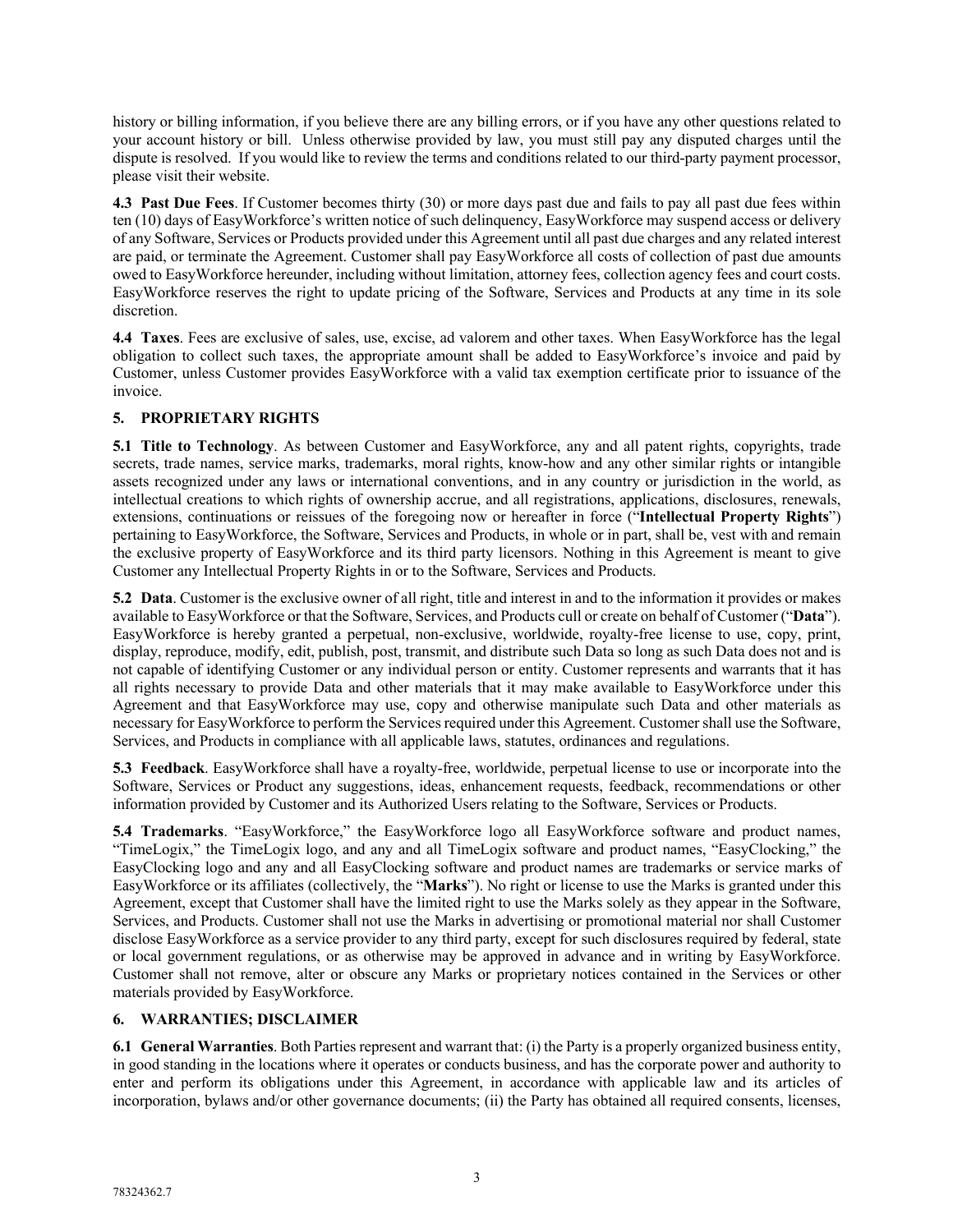history or billing information, if you believe there are any billing errors, or if you have any other questions related to your account history or bill. Unless otherwise provided by law, you must still pay any disputed charges until the dispute is resolved. If you would like to review the terms and conditions related to our third-party payment processor, please visit their website.

**4.3 Past Due Fees**. If Customer becomes thirty (30) or more days past due and fails to pay all past due fees within ten (10) days of EasyWorkforce's written notice of such delinquency, EasyWorkforce may suspend access or delivery of any Software, Services or Products provided under this Agreement until all past due charges and any related interest are paid, or terminate the Agreement. Customer shall pay EasyWorkforce all costs of collection of past due amounts owed to EasyWorkforce hereunder, including without limitation, attorney fees, collection agency fees and court costs. EasyWorkforce reserves the right to update pricing of the Software, Services and Products at any time in its sole discretion.

**4.4 Taxes**. Fees are exclusive of sales, use, excise, ad valorem and other taxes. When EasyWorkforce has the legal obligation to collect such taxes, the appropriate amount shall be added to EasyWorkforce's invoice and paid by Customer, unless Customer provides EasyWorkforce with a valid tax exemption certificate prior to issuance of the invoice.

## 5. PROPRIETARY RIGHTS

**5.1 Title to Technology**. As between Customer and EasyWorkforce, any and all patent rights, copyrights, trade secrets, trade names, service marks, trademarks, moral rights, know-how and any other similar rights or intangible assets recognized under any laws or international conventions, and in any country or jurisdiction in the world, as intellectual creations to which rights of ownership accrue, and all registrations, applications, disclosures, renewals, extensions, continuations or reissues of the foregoing now or hereafter in force ("**Intellectual Property Rights**") pertaining to EasyWorkforce, the Software, Services and Products, in whole or in part, shall be, vest with and remain the exclusive property of EasyWorkforce and its third party licensors. Nothing in this Agreement is meant to give Customer any Intellectual Property Rights in or to the Software, Services and Products.

**5.2 Data**. Customer is the exclusive owner of all right, title and interest in and to the information it provides or makes available to EasyWorkforce or that the Software, Services, and Products cull or create on behalf of Customer ("**Data**"). EasyWorkforce is hereby granted a perpetual, non-exclusive, worldwide, royalty-free license to use, copy, print, display, reproduce, modify, edit, publish, post, transmit, and distribute such Data so long as such Data does not and is not capable of identifying Customer or any individual person or entity. Customer represents and warrants that it has all rights necessary to provide Data and other materials that it may make available to EasyWorkforce under this Agreement and that EasyWorkforce may use, copy and otherwise manipulate such Data and other materials as necessary for EasyWorkforce to perform the Services required under this Agreement. Customer shall use the Software, Services, and Products in compliance with all applicable laws, statutes, ordinances and regulations.

**5.3 Feedback**. EasyWorkforce shall have a royalty-free, worldwide, perpetual license to use or incorporate into the Software, Services or Product any suggestions, ideas, enhancement requests, feedback, recommendations or other information provided by Customer and its Authorized Users relating to the Software, Services or Products.

**5.4 Trademarks**. "EasyWorkforce," the EasyWorkforce logo all EasyWorkforce software and product names, "TimeLogix," the TimeLogix logo, and any and all TimeLogix software and product names, "EasyClocking," the EasyClocking logo and any and all EasyClocking software and product names are trademarks or service marks of EasyWorkforce or its affiliates (collectively, the "**Marks**"). No right or license to use the Marks is granted under this Agreement, except that Customer shall have the limited right to use the Marks solely as they appear in the Software, Services, and Products. Customer shall not use the Marks in advertising or promotional material nor shall Customer disclose EasyWorkforce as a service provider to any third party, except for such disclosures required by federal, state or local government regulations, or as otherwise may be approved in advance and in writing by EasyWorkforce. Customer shall not remove, alter or obscure any Marks or proprietary notices contained in the Services or other materials provided by EasyWorkforce.

## 6. WARRANTIES; DISCLAIMER

**6.1 General Warranties**. Both Parties represent and warrant that: (i) the Party is a properly organized business entity, in good standing in the locations where it operates or conducts business, and has the corporate power and authority to enter and perform its obligations under this Agreement, in accordance with applicable law and its articles of incorporation, bylaws and/or other governance documents; (ii) the Party has obtained all required consents, licenses,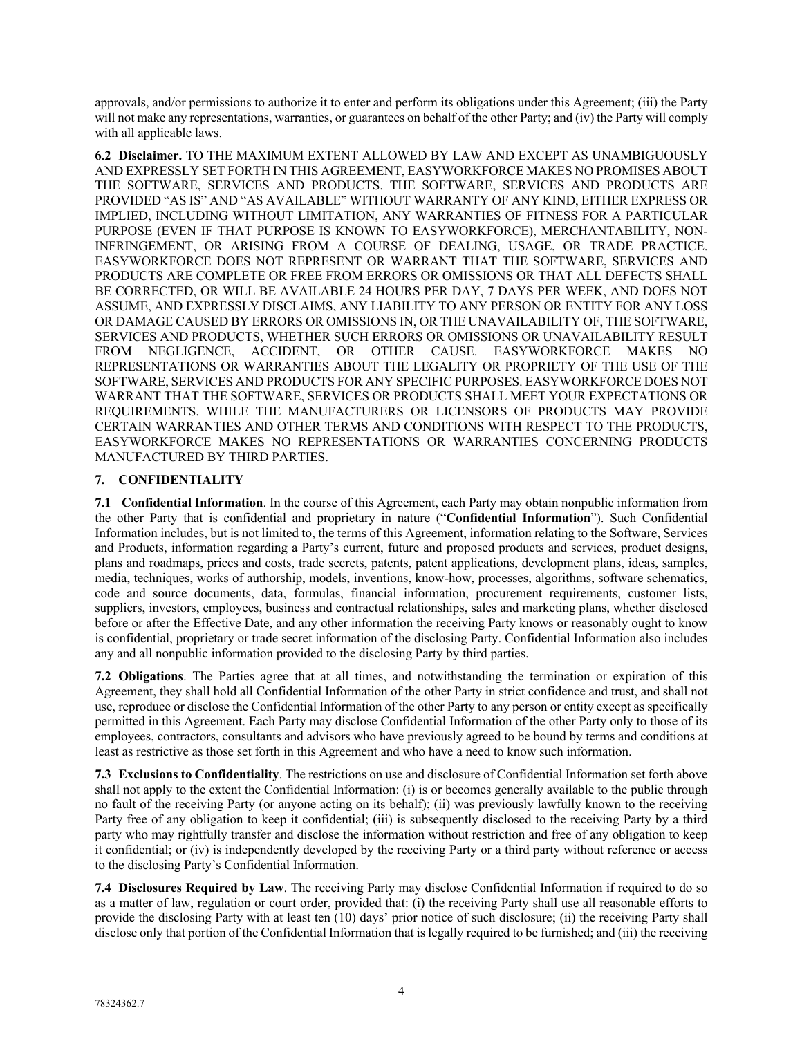approvals, and/or permissions to authorize it to enter and perform its obligations under this Agreement; (iii) the Party will not make any representations, warranties, or guarantees on behalf of the other Party; and (iv) the Party will comply with all applicable laws.

**6.2 Disclaimer.** TO THE MAXIMUM EXTENT ALLOWED BY LAW AND EXCEPT AS UNAMBIGUOUSLY AND EXPRESSLY SET FORTH IN THIS AGREEMENT, EASYWORKFORCE MAKES NO PROMISES ABOUT THE SOFTWARE, SERVICES AND PRODUCTS. THE SOFTWARE, SERVICES AND PRODUCTS ARE PROVIDED "AS IS" AND "AS AVAILABLE" WITHOUT WARRANTY OF ANY KIND, EITHER EXPRESS OR IMPLIED, INCLUDING WITHOUT LIMITATION, ANY WARRANTIES OF FITNESS FOR A PARTICULAR PURPOSE (EVEN IF THAT PURPOSE IS KNOWN TO EASYWORKFORCE), MERCHANTABILITY, NON-INFRINGEMENT, OR ARISING FROM A COURSE OF DEALING, USAGE, OR TRADE PRACTICE. EASYWORKFORCE DOES NOT REPRESENT OR WARRANT THAT THE SOFTWARE, SERVICES AND PRODUCTS ARE COMPLETE OR FREE FROM ERRORS OR OMISSIONS OR THAT ALL DEFECTS SHALL BE CORRECTED, OR WILL BE AVAILABLE 24 HOURS PER DAY, 7 DAYS PER WEEK, AND DOES NOT ASSUME, AND EXPRESSLY DISCLAIMS, ANY LIABILITY TO ANY PERSON OR ENTITY FOR ANY LOSS OR DAMAGE CAUSED BY ERRORS OR OMISSIONS IN, OR THE UNAVAILABILITY OF, THE SOFTWARE, SERVICES AND PRODUCTS, WHETHER SUCH ERRORS OR OMISSIONS OR UNAVAILABILITY RESULT FROM NEGLIGENCE, ACCIDENT, OR OTHER CAUSE. EASYWORKFORCE MAKES NO REPRESENTATIONS OR WARRANTIES ABOUT THE LEGALITY OR PROPRIETY OF THE USE OF THE SOFTWARE, SERVICES AND PRODUCTS FOR ANY SPECIFIC PURPOSES. EASYWORKFORCE DOES NOT WARRANT THAT THE SOFTWARE, SERVICES OR PRODUCTS SHALL MEET YOUR EXPECTATIONS OR REQUIREMENTS. WHILE THE MANUFACTURERS OR LICENSORS OF PRODUCTS MAY PROVIDE CERTAIN WARRANTIES AND OTHER TERMS AND CONDITIONS WITH RESPECT TO THE PRODUCTS, EASYWORKFORCE MAKES NO REPRESENTATIONS OR WARRANTIES CONCERNING PRODUCTS MANUFACTURED BY THIRD PARTIES.

## 7. CONFIDENTIALITY

**7.1 Confidential Information**. In the course of this Agreement, each Party may obtain nonpublic information from the other Party that is confidential and proprietary in nature ("**Confidential Information**"). Such Confidential Information includes, but is not limited to, the terms of this Agreement, information relating to the Software, Services and Products, information regarding a Party's current, future and proposed products and services, product designs, plans and roadmaps, prices and costs, trade secrets, patents, patent applications, development plans, ideas, samples, media, techniques, works of authorship, models, inventions, know-how, processes, algorithms, software schematics, code and source documents, data, formulas, financial information, procurement requirements, customer lists, suppliers, investors, employees, business and contractual relationships, sales and marketing plans, whether disclosed before or after the Effective Date, and any other information the receiving Party knows or reasonably ought to know is confidential, proprietary or trade secret information of the disclosing Party. Confidential Information also includes any and all nonpublic information provided to the disclosing Party by third parties.

**7.2 Obligations**. The Parties agree that at all times, and notwithstanding the termination or expiration of this Agreement, they shall hold all Confidential Information of the other Party in strict confidence and trust, and shall not use, reproduce or disclose the Confidential Information of the other Party to any person or entity except as specifically permitted in this Agreement. Each Party may disclose Confidential Information of the other Party only to those of its employees, contractors, consultants and advisors who have previously agreed to be bound by terms and conditions at least as restrictive as those set forth in this Agreement and who have a need to know such information.

**7.3 Exclusions to Confidentiality**. The restrictions on use and disclosure of Confidential Information set forth above shall not apply to the extent the Confidential Information: (i) is or becomes generally available to the public through no fault of the receiving Party (or anyone acting on its behalf); (ii) was previously lawfully known to the receiving Party free of any obligation to keep it confidential; (iii) is subsequently disclosed to the receiving Party by a third party who may rightfully transfer and disclose the information without restriction and free of any obligation to keep it confidential; or (iv) is independently developed by the receiving Party or a third party without reference or access to the disclosing Party's Confidential Information.

**7.4 Disclosures Required by Law**. The receiving Party may disclose Confidential Information if required to do so as a matter of law, regulation or court order, provided that: (i) the receiving Party shall use all reasonable efforts to provide the disclosing Party with at least ten (10) days' prior notice of such disclosure; (ii) the receiving Party shall disclose only that portion of the Confidential Information that is legally required to be furnished; and (iii) the receiving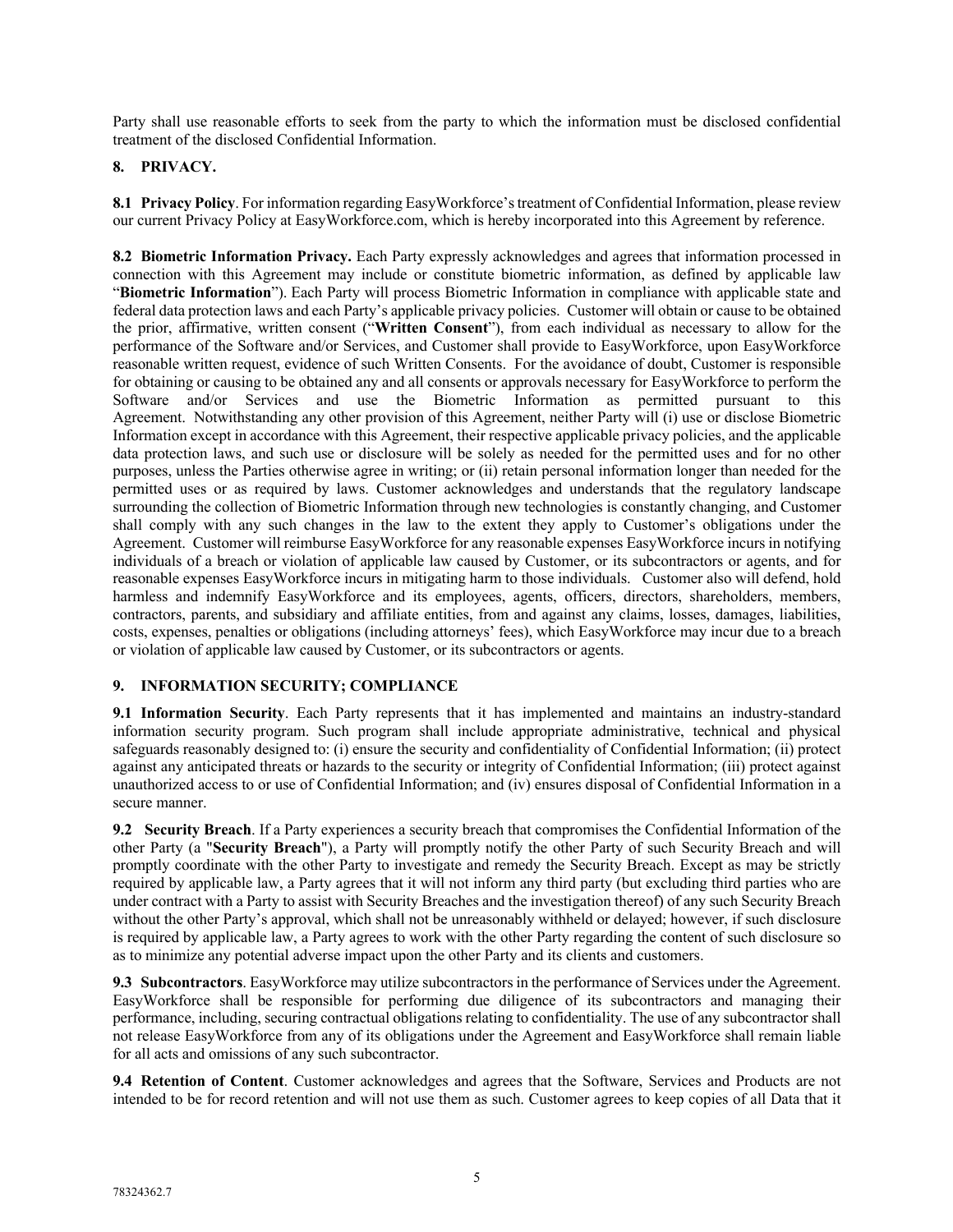Party shall use reasonable efforts to seek from the party to which the information must be disclosed confidential treatment of the disclosed Confidential Information.

## 8. PRIVACY.

**8.1 Privacy Policy**. For information regarding EasyWorkforce's treatment of Confidential Information, please review our current Privacy Policy at EasyWorkforce.com, which is hereby incorporated into this Agreement by reference.

**8.2 Biometric Information Privacy.** Each Party expressly acknowledges and agrees that information processed in connection with this Agreement may include or constitute biometric information, as defined by applicable law "**Biometric Information**"). Each Party will process Biometric Information in compliance with applicable state and federal data protection laws and each Party's applicable privacy policies. Customer will obtain or cause to be obtained the prior, affirmative, written consent ("**Written Consent**"), from each individual as necessary to allow for the performance of the Software and/or Services, and Customer shall provide to EasyWorkforce, upon EasyWorkforce reasonable written request, evidence of such Written Consents. For the avoidance of doubt, Customer is responsible for obtaining or causing to be obtained any and all consents or approvals necessary for EasyWorkforce to perform the Software and/or Services and use the Biometric Information as permitted pursuant to this Agreement. Notwithstanding any other provision of this Agreement, neither Party will (i) use or disclose Biometric Information except in accordance with this Agreement, their respective applicable privacy policies, and the applicable data protection laws, and such use or disclosure will be solely as needed for the permitted uses and for no other purposes, unless the Parties otherwise agree in writing; or (ii) retain personal information longer than needed for the permitted uses or as required by laws. Customer acknowledges and understands that the regulatory landscape surrounding the collection of Biometric Information through new technologies is constantly changing, and Customer shall comply with any such changes in the law to the extent they apply to Customer's obligations under the Agreement. Customer will reimburse EasyWorkforce for any reasonable expenses EasyWorkforce incurs in notifying individuals of a breach or violation of applicable law caused by Customer, or its subcontractors or agents, and for reasonable expenses EasyWorkforce incurs in mitigating harm to those individuals. Customer also will defend, hold harmless and indemnify EasyWorkforce and its employees, agents, officers, directors, shareholders, members, contractors, parents, and subsidiary and affiliate entities, from and against any claims, losses, damages, liabilities, costs, expenses, penalties or obligations (including attorneys' fees), which EasyWorkforce may incur due to a breach or violation of applicable law caused by Customer, or its subcontractors or agents.

## 9. INFORMATION SECURITY; COMPLIANCE

**9.1 Information Security**. Each Party represents that it has implemented and maintains an industry-standard information security program. Such program shall include appropriate administrative, technical and physical safeguards reasonably designed to: (i) ensure the security and confidentiality of Confidential Information; (ii) protect against any anticipated threats or hazards to the security or integrity of Confidential Information; (iii) protect against unauthorized access to or use of Confidential Information; and (iv) ensures disposal of Confidential Information in a secure manner.

**9.2 Security Breach**. If a Party experiences a security breach that compromises the Confidential Information of the other Party (a "**Security Breach**"), a Party will promptly notify the other Party of such Security Breach and will promptly coordinate with the other Party to investigate and remedy the Security Breach. Except as may be strictly required by applicable law, a Party agrees that it will not inform any third party (but excluding third parties who are under contract with a Party to assist with Security Breaches and the investigation thereof) of any such Security Breach without the other Party's approval, which shall not be unreasonably withheld or delayed; however, if such disclosure is required by applicable law, a Party agrees to work with the other Party regarding the content of such disclosure so as to minimize any potential adverse impact upon the other Party and its clients and customers.

**9.3 Subcontractors**. EasyWorkforce may utilize subcontractors in the performance of Services under the Agreement. EasyWorkforce shall be responsible for performing due diligence of its subcontractors and managing their performance, including, securing contractual obligations relating to confidentiality. The use of any subcontractor shall not release EasyWorkforce from any of its obligations under the Agreement and EasyWorkforce shall remain liable for all acts and omissions of any such subcontractor.

**9.4 Retention of Content**. Customer acknowledges and agrees that the Software, Services and Products are not intended to be for record retention and will not use them as such. Customer agrees to keep copies of all Data that it

78324362.7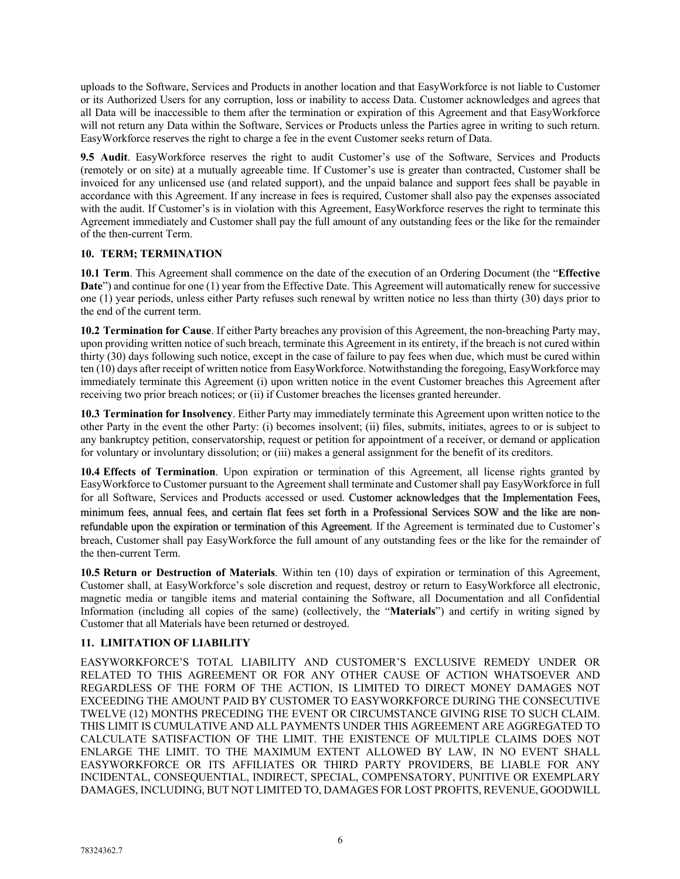uploads to the Software, Services and Products in another location and that EasyWorkforce is not liable to Customer or its Authorized Users for any corruption, loss or inability to access Data. Customer acknowledges and agrees that all Data will be inaccessible to them after the termination or expiration of this Agreement and that EasyWorkforce will not return any Data within the Software, Services or Products unless the Parties agree in writing to such return. EasyWorkforce reserves the right to charge a fee in the event Customer seeks return of Data.

**9.5 Audit**. EasyWorkforce reserves the right to audit Customer's use of the Software, Services and Products (remotely or on site) at a mutually agreeable time. If Customer's use is greater than contracted, Customer shall be invoiced for any unlicensed use (and related support), and the unpaid balance and support fees shall be payable in accordance with this Agreement. If any increase in fees is required, Customer shall also pay the expenses associated with the audit. If Customer's is in violation with this Agreement, EasyWorkforce reserves the right to terminate this Agreement immediately and Customer shall pay the full amount of any outstanding fees or the like for the remainder of the then-current Term.

## 10. TERM; TERMINATION

**10.1 Term**. This Agreement shall commence on the date of the execution of an Ordering Document (the "**Effective Date**") and continue for one (1) year from the Effective Date. This Agreement will automatically renew for successive one (1) year periods, unless either Party refuses such renewal by written notice no less than thirty (30) days prior to the end of the current term.

**10.2 Termination for Cause**. If either Party breaches any provision of this Agreement, the non-breaching Party may, upon providing written notice of such breach, terminate this Agreement in its entirety, if the breach is not cured within thirty (30) days following such notice, except in the case of failure to pay fees when due, which must be cured within ten (10) days after receipt of written notice from EasyWorkforce. Notwithstanding the foregoing, EasyWorkforce may immediately terminate this Agreement (i) upon written notice in the event Customer breaches this Agreement after receiving two prior breach notices; or (ii) if Customer breaches the licenses granted hereunder.

**10.3 Termination for Insolvency**. Either Party may immediately terminate this Agreement upon written notice to the other Party in the event the other Party: (i) becomes insolvent; (ii) files, submits, initiates, agrees to or is subject to any bankruptcy petition, conservatorship, request or petition for appointment of a receiver, or demand or application for voluntary or involuntary dissolution; or (iii) makes a general assignment for the benefit of its creditors.

**10.4 Effects of Termination**. Upon expiration or termination of this Agreement, all license rights granted by EasyWorkforce to Customer pursuant to the Agreement shall terminate and Customer shall pay EasyWorkforce in full for all Software, Services and Products accessed or used. Customer acknowledges that the Implementation Fees, minimum fees, annual fees, and certain flat fees set forth in a Professional Services SOW and the like are non-refundable upon the expiration or termination of this Agreement. If the Agreement is terminated due to Customer's breach, Customer shall pay EasyWorkforce the full amount of any outstanding fees or the like for the remainder of the then-current Term.

**10.5 Return or Destruction of Materials**. Within ten (10) days of expiration or termination of this Agreement, Customer shall, at EasyWorkforce's sole discretion and request, destroy or return to EasyWorkforce all electronic, magnetic media or tangible items and material containing the Software, all Documentation and all Confidential Information (including all copies of the same) (collectively, the "**Materials**") and certify in writing signed by Customer that all Materials have been returned or destroyed.

## 11. LIMITATION OF LIABILITY

EASYWORKFORCE'S TOTAL LIABILITY AND CUSTOMER'S EXCLUSIVE REMEDY UNDER OR RELATED TO THIS AGREEMENT OR FOR ANY OTHER CAUSE OF ACTION WHATSOEVER AND REGARDLESS OF THE FORM OF THE ACTION, IS LIMITED TO DIRECT MONEY DAMAGES NOT EXCEEDING THE AMOUNT PAID BY CUSTOMER TO EASYWORKFORCE DURING THE CONSECUTIVE TWELVE (12) MONTHS PRECEDING THE EVENT OR CIRCUMSTANCE GIVING RISE TO SUCH CLAIM. THIS LIMIT IS CUMULATIVE AND ALL PAYMENTS UNDER THIS AGREEMENT ARE AGGREGATED TO CALCULATE SATISFACTION OF THE LIMIT. THE EXISTENCE OF MULTIPLE CLAIMS DOES NOT ENLARGE THE LIMIT. TO THE MAXIMUM EXTENT ALLOWED BY LAW, IN NO EVENT SHALL EASYWORKFORCE OR ITS AFFILIATES OR THIRD PARTY PROVIDERS, BE LIABLE FOR ANY INCIDENTAL, CONSEQUENTIAL, INDIRECT, SPECIAL, COMPENSATORY, PUNITIVE OR EXEMPLARY DAMAGES, INCLUDING, BUT NOT LIMITED TO, DAMAGES FOR LOST PROFITS, REVENUE, GOODWILL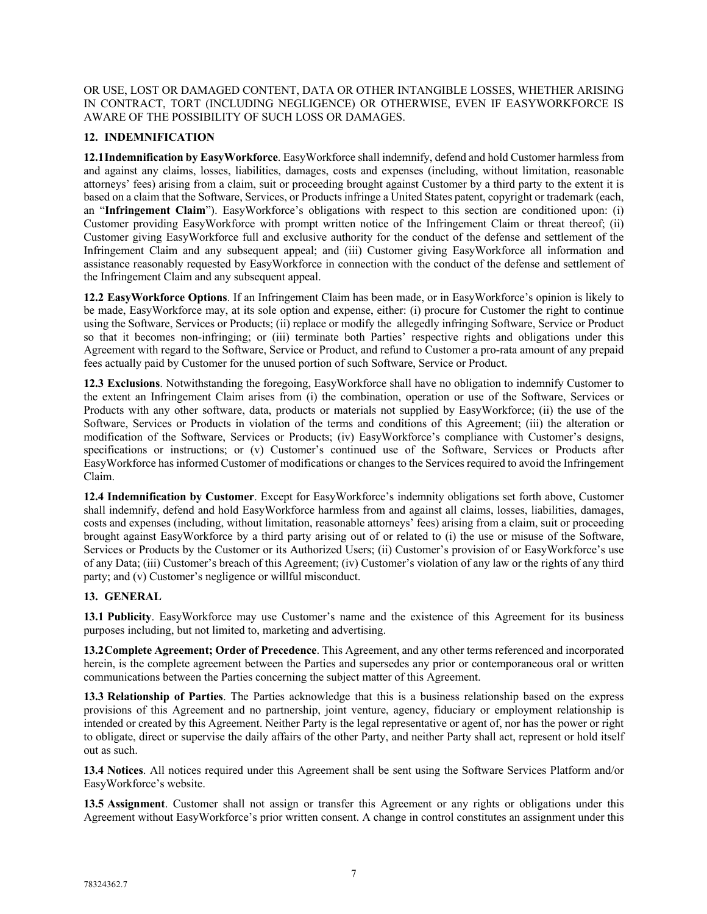OR USE, LOST OR DAMAGED CONTENT, DATA OR OTHER INTANGIBLE LOSSES, WHETHER ARISING IN CONTRACT, TORT (INCLUDING NEGLIGENCE) OR OTHERWISE, EVEN IF EASYWORKFORCE IS AWARE OF THE POSSIBILITY OF SUCH LOSS OR DAMAGES.

## 12. INDEMNIFICATION

**12.1 Indemnification by EasyWorkforce**. EasyWorkforce shall indemnify, defend and hold Customer harmless from and against any claims, losses, liabilities, damages, costs and expenses (including, without limitation, reasonable attorneys' fees) arising from a claim, suit or proceeding brought against Customer by a third party to the extent it is based on a claim that the Software, Services, or Products infringe a United States patent, copyright or trademark (each, an "**Infringement Claim**"). EasyWorkforce's obligations with respect to this section are conditioned upon: (i) Customer providing EasyWorkforce with prompt written notice of the Infringement Claim or threat thereof; (ii) Customer giving EasyWorkforce full and exclusive authority for the conduct of the defense and settlement of the Infringement Claim and any subsequent appeal; and (iii) Customer giving EasyWorkforce all information and assistance reasonably requested by EasyWorkforce in connection with the conduct of the defense and settlement of the Infringement Claim and any subsequent appeal.

**12.2 EasyWorkforce Options**. If an Infringement Claim has been made, or in EasyWorkforce's opinion is likely to be made, EasyWorkforce may, at its sole option and expense, either: (i) procure for Customer the right to continue using the Software, Services or Products; (ii) replace or modify the allegedly infringing Software, Service or Product so that it becomes non-infringing; or (iii) terminate both Parties' respective rights and obligations under this Agreement with regard to the Software, Service or Product, and refund to Customer a pro-rata amount of any prepaid fees actually paid by Customer for the unused portion of such Software, Service or Product.

**12.3 Exclusions**. Notwithstanding the foregoing, EasyWorkforce shall have no obligation to indemnify Customer to the extent an Infringement Claim arises from (i) the combination, operation or use of the Software, Services or Products with any other software, data, products or materials not supplied by EasyWorkforce; (ii) the use of the Software, Services or Products in violation of the terms and conditions of this Agreement; (iii) the alteration or modification of the Software, Services or Products; (iv) EasyWorkforce's compliance with Customer's designs, specifications or instructions; or (v) Customer's continued use of the Software, Services or Products after EasyWorkforce has informed Customer of modifications or changes to the Services required to avoid the Infringement Claim.

**12.4 Indemnification by Customer**. Except for EasyWorkforce's indemnity obligations set forth above, Customer shall indemnify, defend and hold EasyWorkforce harmless from and against all claims, losses, liabilities, damages, costs and expenses (including, without limitation, reasonable attorneys' fees) arising from a claim, suit or proceeding brought against EasyWorkforce by a third party arising out of or related to (i) the use or misuse of the Software, Services or Products by the Customer or its Authorized Users; (ii) Customer's provision of or EasyWorkforce's use of any Data; (iii) Customer's breach of this Agreement; (iv) Customer's violation of any law or the rights of any third party; and (v) Customer's negligence or willful misconduct.

## 13. GENERAL

**13.1 Publicity**. EasyWorkforce may use Customer's name and the existence of this Agreement for its business purposes including, but not limited to, marketing and advertising.

**13.2 Complete Agreement; Order of Precedence**. This Agreement, and any other terms referenced and incorporated herein, is the complete agreement between the Parties and supersedes any prior or contemporaneous oral or written communications between the Parties concerning the subject matter of this Agreement.

**13.3 Relationship of Parties**. The Parties acknowledge that this is a business relationship based on the express provisions of this Agreement and no partnership, joint venture, agency, fiduciary or employment relationship is intended or created by this Agreement. Neither Party is the legal representative or agent of, nor has the power or right to obligate, direct or supervise the daily affairs of the other Party, and neither Party shall act, represent or hold itself out as such.

**13.4 Notices**. All notices required under this Agreement shall be sent using the Software Services Platform and/or EasyWorkforce's website.

**13.5 Assignment**. Customer shall not assign or transfer this Agreement or any rights or obligations under this Agreement without EasyWorkforce's prior written consent. A change in control constitutes an assignment under this

78324362.7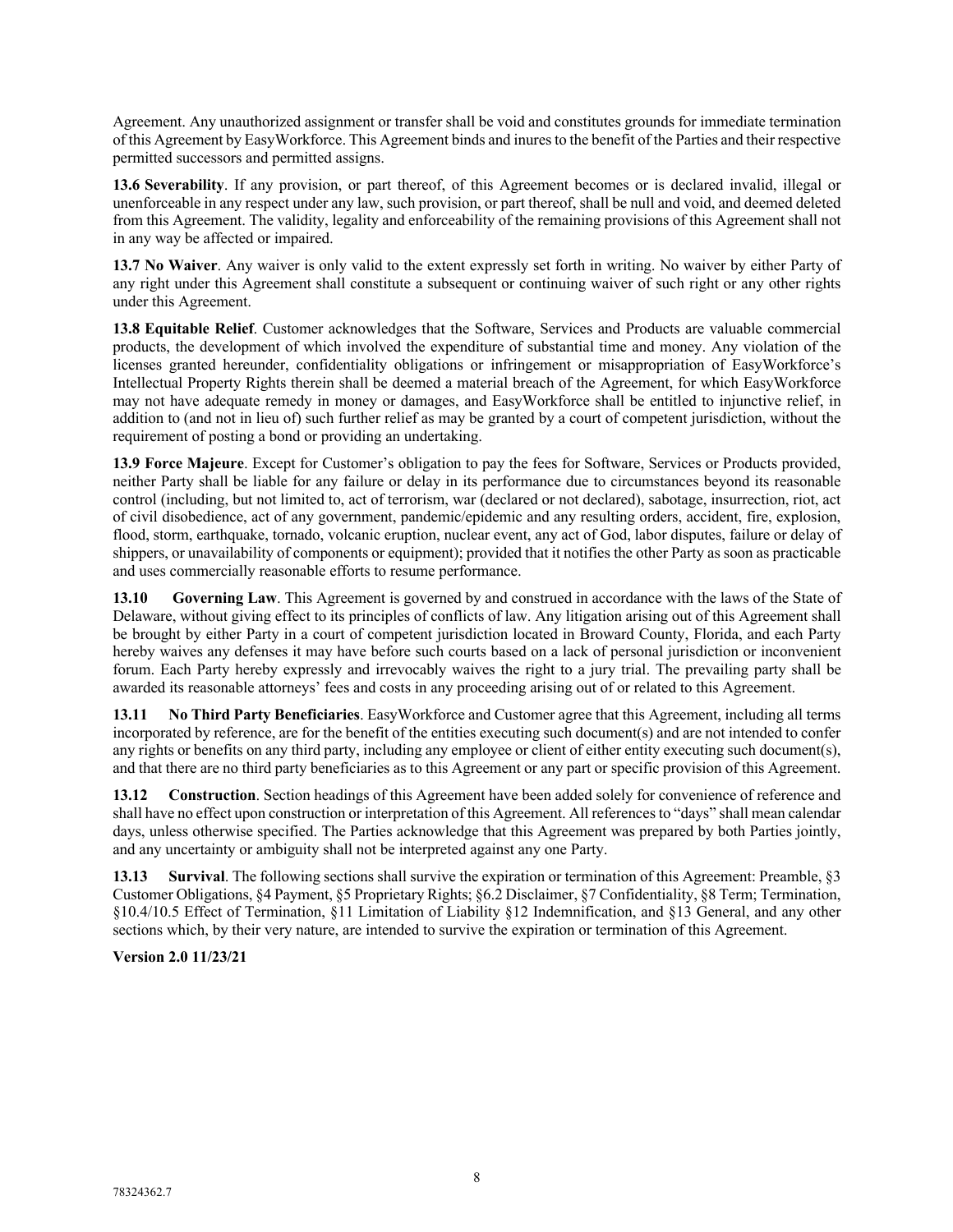Agreement. Any unauthorized assignment or transfer shall be void and constitutes grounds for immediate termination of this Agreement by EasyWorkforce. This Agreement binds and inures to the benefit of the Parties and their respective permitted successors and permitted assigns.

**13.6 Severability**. If any provision, or part thereof, of this Agreement becomes or is declared invalid, illegal or unenforceable in any respect under any law, such provision, or part thereof, shall be null and void, and deemed deleted from this Agreement. The validity, legality and enforceability of the remaining provisions of this Agreement shall not in any way be affected or impaired.

**13.7 No Waiver**. Any waiver is only valid to the extent expressly set forth in writing. No waiver by either Party of any right under this Agreement shall constitute a subsequent or continuing waiver of such right or any other rights under this Agreement.

**13.8 Equitable Relief**. Customer acknowledges that the Software, Services and Products are valuable commercial products, the development of which involved the expenditure of substantial time and money. Any violation of the licenses granted hereunder, confidentiality obligations or infringement or misappropriation of EasyWorkforce's Intellectual Property Rights therein shall be deemed a material breach of the Agreement, for which EasyWorkforce may not have adequate remedy in money or damages, and EasyWorkforce shall be entitled to injunctive relief, in addition to (and not in lieu of) such further relief as may be granted by a court of competent jurisdiction, without the requirement of posting a bond or providing an undertaking.

**13.9 Force Majeure**. Except for Customer's obligation to pay the fees for Software, Services or Products provided, neither Party shall be liable for any failure or delay in its performance due to circumstances beyond its reasonable control (including, but not limited to, act of terrorism, war (declared or not declared), sabotage, insurrection, riot, act of civil disobedience, act of any government, pandemic/epidemic and any resulting orders, accident, fire, explosion, flood, storm, earthquake, tornado, volcanic eruption, nuclear event, any act of God, labor disputes, failure or delay of shippers, or unavailability of components or equipment); provided that it notifies the other Party as soon as practicable and uses commercially reasonable efforts to resume performance.

**13.10 Governing Law**. This Agreement is governed by and construed in accordance with the laws of the State of Delaware, without giving effect to its principles of conflicts of law. Any litigation arising out of this Agreement shall be brought by either Party in a court of competent jurisdiction located in Broward County, Florida, and each Party hereby waives any defenses it may have before such courts based on a lack of personal jurisdiction or inconvenient forum. Each Party hereby expressly and irrevocably waives the right to a jury trial. The prevailing party shall be awarded its reasonable attorneys' fees and costs in any proceeding arising out of or related to this Agreement.

**13.11 No Third Party Beneficiaries**. EasyWorkforce and Customer agree that this Agreement, including all terms incorporated by reference, are for the benefit of the entities executing such document(s) and are not intended to confer any rights or benefits on any third party, including any employee or client of either entity executing such document(s), and that there are no third party beneficiaries as to this Agreement or any part or specific provision of this Agreement.

**13.12 Construction**. Section headings of this Agreement have been added solely for convenience of reference and shall have no effect upon construction or interpretation of this Agreement. All references to "days" shall mean calendar days, unless otherwise specified. The Parties acknowledge that this Agreement was prepared by both Parties jointly, and any uncertainty or ambiguity shall not be interpreted against any one Party.

**13.13 Survival**. The following sections shall survive the expiration or termination of this Agreement: Preamble, §3 Customer Obligations, §4 Payment, §5 Proprietary Rights; §6.2 Disclaimer, §7 Confidentiality, §8 Term; Termination, §10.4/10.5 Effect of Termination, §11 Limitation of Liability §12 Indemnification, and §13 General, and any other sections which, by their very nature, are intended to survive the expiration or termination of this Agreement.

**Version 2.0 11/23/21**

78324362.7